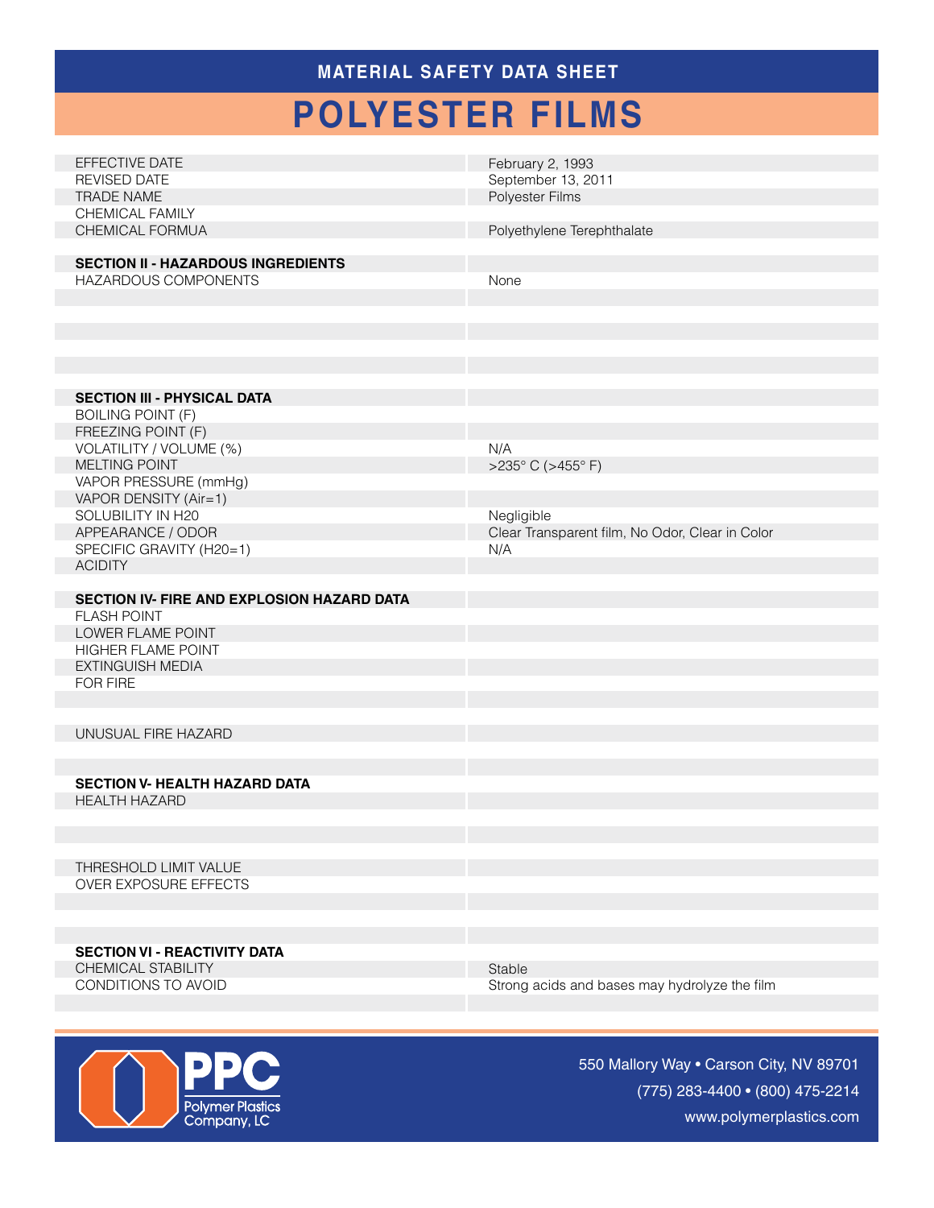# MATERIAL SAFETY DATA SHEET

# POLYESTER FILMS

| | |
|---|---|
| EFFECTIVE DATE | February 2, 1993 |
| REVISED DATE | September 13, 2011 |
| TRADE NAME | Polyester Films |
| CHEMICAL FAMILY | |
| CHEMICAL FORMUA | Polyethylene Terephthalate |
| **SECTION II - HAZARDOUS INGREDIENTS** | |
| HAZARDOUS COMPONENTS | None |
| **SECTION III - PHYSICAL DATA** | |
| BOILING POINT (F) | |
| FREEZING POINT (F) | |
| VOLATILITY / VOLUME (%) | N/A |
| MELTING POINT | >235° C (>455° F) |
| VAPOR PRESSURE (mmHg) | |
| VAPOR DENSITY (Air=1) | |
| SOLUBILITY IN H20 | Negligible |
| APPEARANCE / ODOR | Clear Transparent film, No Odor, Clear in Color |
| SPECIFIC GRAVITY (H20=1) | N/A |
| ACIDITY | |
| **SECTION IV- FIRE AND EXPLOSION HAZARD DATA** | |
| FLASH POINT | |
| LOWER FLAME POINT | |
| HIGHER FLAME POINT | |
| EXTINGUISH MEDIA | |
| FOR FIRE | |
| UNUSUAL FIRE HAZARD | |
| **SECTION V- HEALTH HAZARD DATA** | |
| HEALTH HAZARD | |
| THRESHOLD LIMIT VALUE | |
| OVER EXPOSURE EFFECTS | |
| **SECTION VI - REACTIVITY DATA** | |
| CHEMICAL STABILITY | Stable |
| CONDITIONS TO AVOID | Strong acids and bases may hydrolyze the film |

PPC Polymer Plastics Company, LC

550 Mallory Way • Carson City, NV 89701

(775) 283-4400 • (800) 475-2214

www.polymerplastics.com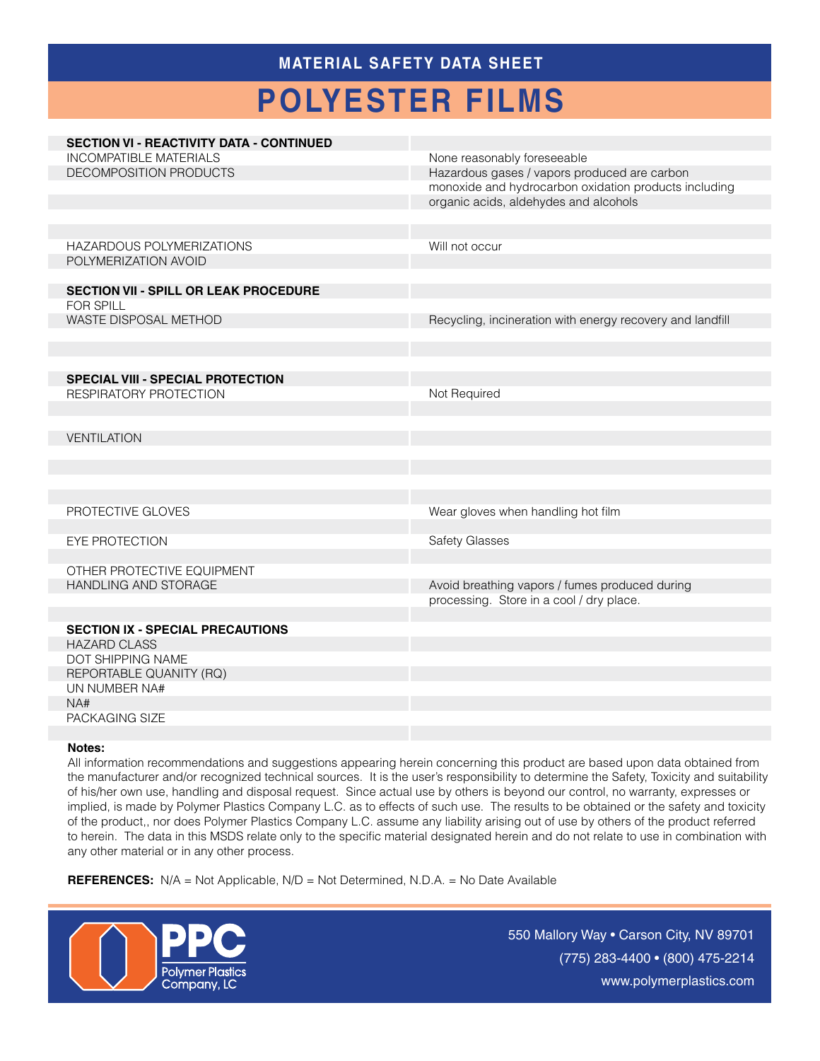# MATERIAL SAFETY DATA SHEET

# POLYESTER FILMS

| | |
|---|---|
| **SECTION VI - REACTIVITY DATA - CONTINUED** | |
| INCOMPATIBLE MATERIALS | None reasonably foreseeable |
| DECOMPOSITION PRODUCTS | Hazardous gases / vapors produced are carbon monoxide and hydrocarbon oxidation products including organic acids, aldehydes and alcohols |
| HAZARDOUS POLYMERIZATIONS | Will not occur |
| POLYMERIZATION AVOID | |
| **SECTION VII - SPILL OR LEAK PROCEDURE** | |
| FOR SPILL | |
| WASTE DISPOSAL METHOD | Recycling, incineration with energy recovery and landfill |
| **SPECIAL VIII - SPECIAL PROTECTION** | |
| RESPIRATORY PROTECTION | Not Required |
| VENTILATION | |
| PROTECTIVE GLOVES | Wear gloves when handling hot film |
| EYE PROTECTION | Safety Glasses |
| OTHER PROTECTIVE EQUIPMENT | |
| HANDLING AND STORAGE | Avoid breathing vapors / fumes produced during processing. Store in a cool / dry place. |
| **SECTION IX - SPECIAL PRECAUTIONS** | |
| HAZARD CLASS | |
| DOT SHIPPING NAME | |
| REPORTABLE QUANITY (RQ) | |
| UN NUMBER NA# | |
| NA# | |
| PACKAGING SIZE | |

**Notes:**
All information recommendations and suggestions appearing herein concerning this product are based upon data obtained from the manufacturer and/or recognized technical sources. It is the user's responsibility to determine the Safety, Toxicity and suitability of his/her own use, handling and disposal request. Since actual use by others is beyond our control, no warranty, expresses or implied, is made by Polymer Plastics Company L.C. as to effects of such use. The results to be obtained or the safety and toxicity of the product,, nor does Polymer Plastics Company L.C. assume any liability arising out of use by others of the product referred to herein. The data in this MSDS relate only to the specific material designated herein and do not relate to use in combination with any other material or in any other process.

**REFERENCES:** N/A = Not Applicable, N/D = Not Determined, N.D.A. = No Date Available

PPC Polymer Plastics Company, LC

550 Mallory Way • Carson City, NV 89701
(775) 283-4400 • (800) 475-2214
www.polymerplastics.com